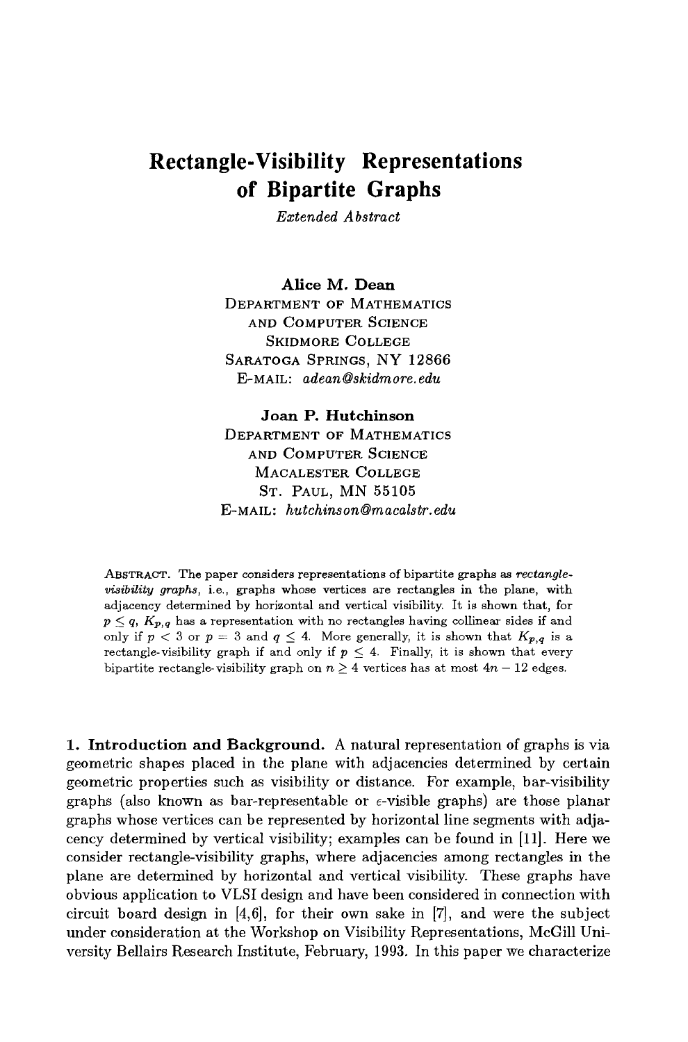# Rectangle-Visibility Representations of Bipartite Graphs

*Extended Abstract*

**Alice M. Dean**
Department of Mathematics
and Computer Science
Skidmore College
Saratoga Springs, NY 12866
E-mail: *adean@skidmore.edu*

**Joan P. Hutchinson**
Department of Mathematics
and Computer Science
Macalester College
St. Paul, MN 55105
E-mail: *hutchinson@macalstr.edu*

Abstract. The paper considers representations of bipartite graphs as *rectangle-visibility graphs*, i.e., graphs whose vertices are rectangles in the plane, with adjacency determined by horizontal and vertical visibility. It is shown that, for $p \leq q$, $K_{p,q}$ has a representation with no rectangles having collinear sides if and only if $p < 3$ or $p = 3$ and $q \leq 4$. More generally, it is shown that $K_{p,q}$ is a rectangle-visibility graph if and only if $p \leq 4$. Finally, it is shown that every bipartite rectangle-visibility graph on $n \geq 4$ vertices has at most $4n - 12$ edges.

**1. Introduction and Background.** A natural representation of graphs is via geometric shapes placed in the plane with adjacencies determined by certain geometric properties such as visibility or distance. For example, bar-visibility graphs (also known as bar-representable or $\epsilon$-visible graphs) are those planar graphs whose vertices can be represented by horizontal line segments with adjacency determined by vertical visibility; examples can be found in [11]. Here we consider rectangle-visibility graphs, where adjacencies among rectangles in the plane are determined by horizontal and vertical visibility. These graphs have obvious application to VLSI design and have been considered in connection with circuit board design in [4,6], for their own sake in [7], and were the subject under consideration at the Workshop on Visibility Representations, McGill University Bellairs Research Institute, February, 1993. In this paper we characterize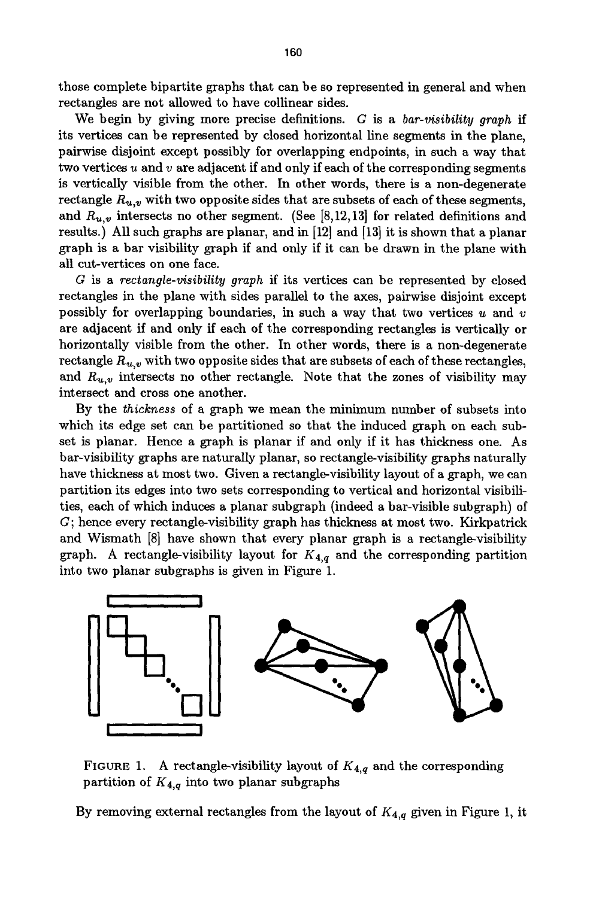those complete bipartite graphs that can be so represented in general and when rectangles are not allowed to have collinear sides.

We begin by giving more precise definitions. $G$ is a *bar-visibility graph* if its vertices can be represented by closed horizontal line segments in the plane, pairwise disjoint except possibly for overlapping endpoints, in such a way that two vertices $u$ and $v$ are adjacent if and only if each of the corresponding segments is vertically visible from the other. In other words, there is a non-degenerate rectangle $R_{u,v}$ with two opposite sides that are subsets of each of these segments, and $R_{u,v}$ intersects no other segment. (See [8,12,13] for related definitions and results.) All such graphs are planar, and in [12] and [13] it is shown that a planar graph is a bar visibility graph if and only if it can be drawn in the plane with all cut-vertices on one face.

$G$ is a *rectangle-visibility graph* if its vertices can be represented by closed rectangles in the plane with sides parallel to the axes, pairwise disjoint except possibly for overlapping boundaries, in such a way that two vertices $u$ and $v$ are adjacent if and only if each of the corresponding rectangles is vertically or horizontally visible from the other. In other words, there is a non-degenerate rectangle $R_{u,v}$ with two opposite sides that are subsets of each of these rectangles, and $R_{u,v}$ intersects no other rectangle. Note that the zones of visibility may intersect and cross one another.

By the *thickness* of a graph we mean the minimum number of subsets into which its edge set can be partitioned so that the induced graph on each subset is planar. Hence a graph is planar if and only if it has thickness one. As bar-visibility graphs are naturally planar, so rectangle-visibility graphs naturally have thickness at most two. Given a rectangle-visibility layout of a graph, we can partition its edges into two sets corresponding to vertical and horizontal visibilities, each of which induces a planar subgraph (indeed a bar-visible subgraph) of $G$; hence every rectangle-visibility graph has thickness at most two. Kirkpatrick and Wismath [8] have shown that every planar graph is a rectangle-visibility graph. A rectangle-visibility layout for $K_{4,q}$ and the corresponding partition into two planar subgraphs is given in Figure 1.

FIGURE 1. A rectangle-visibility layout of $K_{4,q}$ and the corresponding partition of $K_{4,q}$ into two planar subgraphs

By removing external rectangles from the layout of $K_{4,q}$ given in Figure 1, it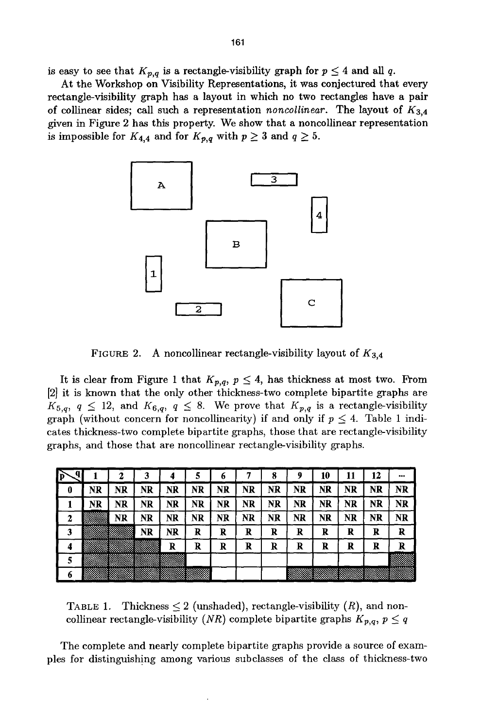is easy to see that $K_{p,q}$ is a rectangle-visibility graph for $p \leq 4$ and all $q$.

At the Workshop on Visibility Representations, it was conjectured that every rectangle-visibility graph has a layout in which no two rectangles have a pair of collinear sides; call such a representation *noncollinear*. The layout of $K_{3,4}$ given in Figure 2 has this property. We show that a noncollinear representation is impossible for $K_{4,4}$ and for $K_{p,q}$ with $p \geq 3$ and $q \geq 5$.

FIGURE 2. A noncollinear rectangle-visibility layout of $K_{3,4}$

It is clear from Figure 1 that $K_{p,q}$, $p \leq 4$, has thickness at most two. From [2] it is known that the only other thickness-two complete bipartite graphs are $K_{5,q}$, $q \leq 12$, and $K_{6,q}$, $q \leq 8$. We prove that $K_{p,q}$ is a rectangle-visibility graph (without concern for noncollinearity) if and only if $p \leq 4$. Table 1 indicates thickness-two complete bipartite graphs, those that are rectangle-visibility graphs, and those that are noncollinear rectangle-visibility graphs.

| p \ q | 1 | 2 | 3 | 4 | 5 | 6 | 7 | 8 | 9 | 10 | 11 | 12 | ... |
|---|---|---|---|---|---|---|---|---|---|---|---|---|---|
| 0 | NR | NR | NR | NR | NR | NR | NR | NR | NR | NR | NR | NR | NR |
| 1 | NR | NR | NR | NR | NR | NR | NR | NR | NR | NR | NR | NR | NR |
| 2 | | NR | NR | NR | NR | NR | NR | NR | NR | NR | NR | NR | NR |
| 3 | | | NR | NR | R | R | R | R | R | R | R | R | R |
| 4 | | | | R | R | R | R | R | R | R | R | R | R |
| 5 | | | | | | | | | | | | | |
| 6 | | | | | | | | | | | | | |

TABLE 1. Thickness $\leq 2$ (unshaded), rectangle-visibility ($R$), and noncollinear rectangle-visibility ($NR$) complete bipartite graphs $K_{p,q}$, $p \leq q$

The complete and nearly complete bipartite graphs provide a source of examples for distinguishing among various subclasses of the class of thickness-two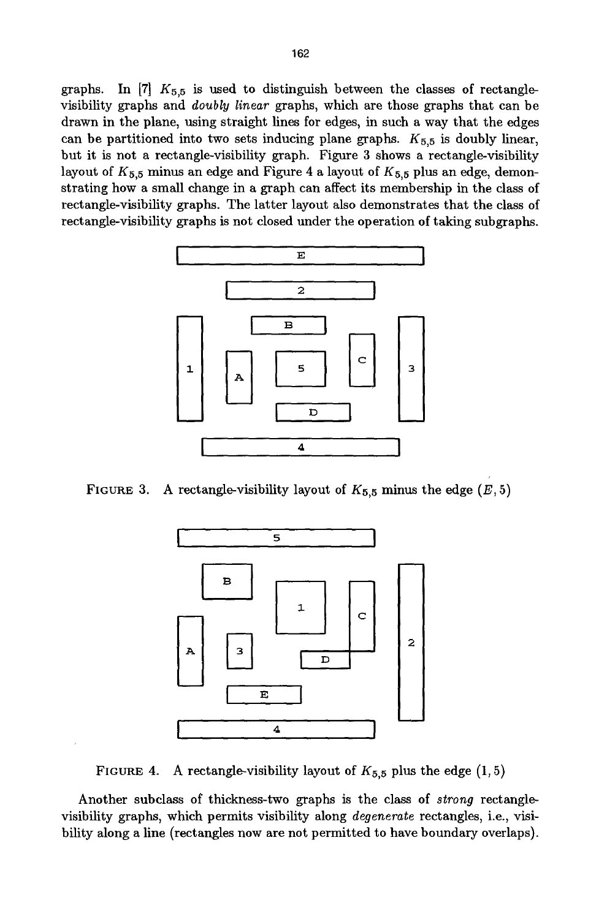graphs. In [7] $K_{5,5}$ is used to distinguish between the classes of rectangle-visibility graphs and *doubly linear* graphs, which are those graphs that can be drawn in the plane, using straight lines for edges, in such a way that the edges can be partitioned into two sets inducing plane graphs. $K_{5,5}$ is doubly linear, but it is not a rectangle-visibility graph. Figure 3 shows a rectangle-visibility layout of $K_{5,5}$ minus an edge and Figure 4 a layout of $K_{5,5}$ plus an edge, demonstrating how a small change in a graph can affect its membership in the class of rectangle-visibility graphs. The latter layout also demonstrates that the class of rectangle-visibility graphs is not closed under the operation of taking subgraphs.

FIGURE 3. A rectangle-visibility layout of $K_{5,5}$ minus the edge $(E, 5)$

FIGURE 4. A rectangle-visibility layout of $K_{5,5}$ plus the edge $(1, 5)$

Another subclass of thickness-two graphs is the class of *strong* rectangle-visibility graphs, which permits visibility along *degenerate* rectangles, i.e., visibility along a line (rectangles now are not permitted to have boundary overlaps).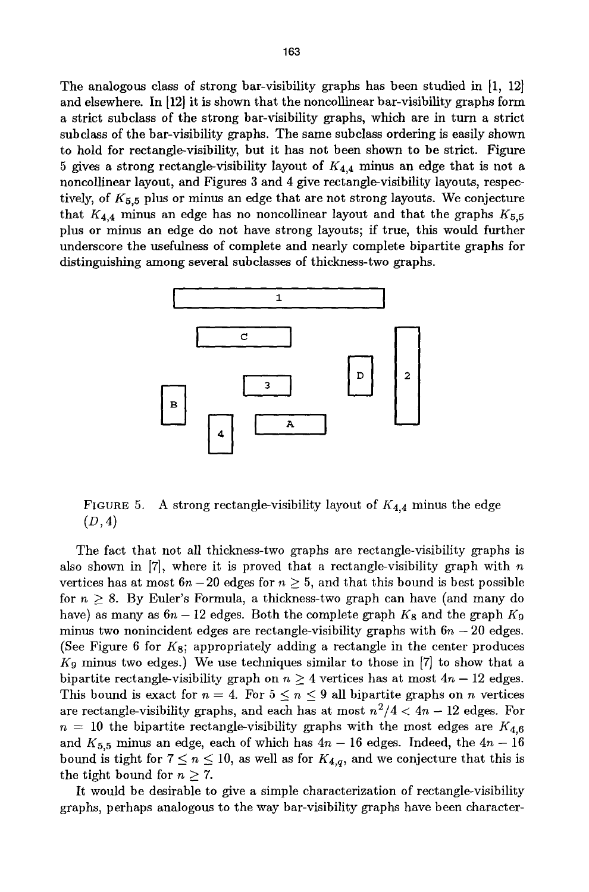The analogous class of strong bar-visibility graphs has been studied in [1, 12] and elsewhere. In [12] it is shown that the noncollinear bar-visibility graphs form a strict subclass of the strong bar-visibility graphs, which are in turn a strict subclass of the bar-visibility graphs. The same subclass ordering is easily shown to hold for rectangle-visibility, but it has not been shown to be strict. Figure 5 gives a strong rectangle-visibility layout of $K_{4,4}$ minus an edge that is not a noncollinear layout, and Figures 3 and 4 give rectangle-visibility layouts, respectively, of $K_{5,5}$ plus or minus an edge that are not strong layouts. We conjecture that $K_{4,4}$ minus an edge has no noncollinear layout and that the graphs $K_{5,5}$ plus or minus an edge do not have strong layouts; if true, this would further underscore the usefulness of complete and nearly complete bipartite graphs for distinguishing among several subclasses of thickness-two graphs.

FIGURE 5. A strong rectangle-visibility layout of $K_{4,4}$ minus the edge $(D, 4)$

The fact that not all thickness-two graphs are rectangle-visibility graphs is also shown in [7], where it is proved that a rectangle-visibility graph with $n$ vertices has at most $6n - 20$ edges for $n \geq 5$, and that this bound is best possible for $n \geq 8$. By Euler's Formula, a thickness-two graph can have (and many do have) as many as $6n - 12$ edges. Both the complete graph $K_8$ and the graph $K_9$ minus two nonincident edges are rectangle-visibility graphs with $6n - 20$ edges. (See Figure 6 for $K_8$; appropriately adding a rectangle in the center produces $K_9$ minus two edges.) We use techniques similar to those in [7] to show that a bipartite rectangle-visibility graph on $n \geq 4$ vertices has at most $4n - 12$ edges. This bound is exact for $n = 4$. For $5 \leq n \leq 9$ all bipartite graphs on $n$ vertices are rectangle-visibility graphs, and each has at most $n^2/4 < 4n - 12$ edges. For $n = 10$ the bipartite rectangle-visibility graphs with the most edges are $K_{4,6}$ and $K_{5,5}$ minus an edge, each of which has $4n - 16$ edges. Indeed, the $4n - 16$ bound is tight for $7 \leq n \leq 10$, as well as for $K_{4,q}$, and we conjecture that this is the tight bound for $n \geq 7$.

It would be desirable to give a simple characterization of rectangle-visibility graphs, perhaps analogous to the way bar-visibility graphs have been character-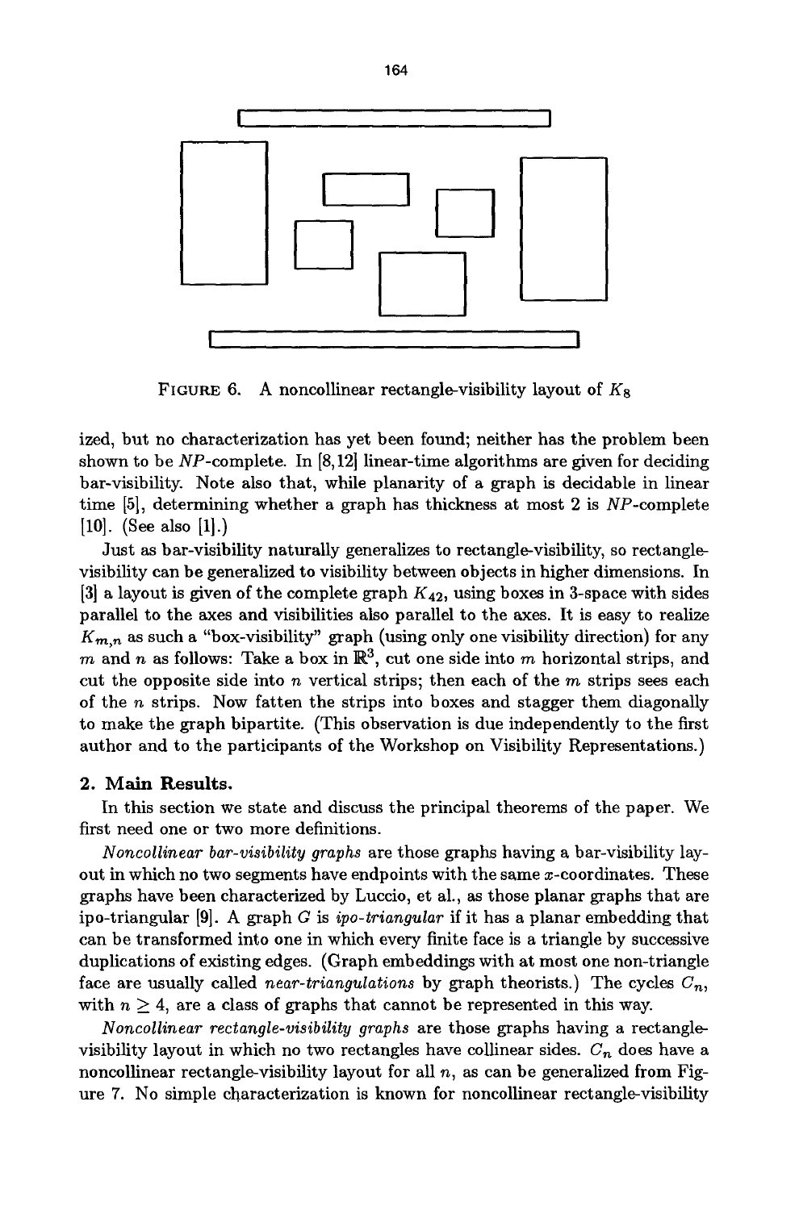FIGURE 6. A noncollinear rectangle-visibility layout of $K_8$

ized, but no characterization has yet been found; neither has the problem been shown to be $NP$-complete. In [8,12] linear-time algorithms are given for deciding bar-visibility. Note also that, while planarity of a graph is decidable in linear time [5], determining whether a graph has thickness at most 2 is $NP$-complete [10]. (See also [1].)

Just as bar-visibility naturally generalizes to rectangle-visibility, so rectangle-visibility can be generalized to visibility between objects in higher dimensions. In [3] a layout is given of the complete graph $K_{42}$, using boxes in 3-space with sides parallel to the axes and visibilities also parallel to the axes. It is easy to realize $K_{m,n}$ as such a "box-visibility" graph (using only one visibility direction) for any $m$ and $n$ as follows: Take a box in $\mathbb{R}^3$, cut one side into $m$ horizontal strips, and cut the opposite side into $n$ vertical strips; then each of the $m$ strips sees each of the $n$ strips. Now fatten the strips into boxes and stagger them diagonally to make the graph bipartite. (This observation is due independently to the first author and to the participants of the Workshop on Visibility Representations.)

## 2. Main Results.

In this section we state and discuss the principal theorems of the paper. We first need one or two more definitions.

*Noncollinear bar-visibility graphs* are those graphs having a bar-visibility layout in which no two segments have endpoints with the same $x$-coordinates. These graphs have been characterized by Luccio, et al., as those planar graphs that are ipo-triangular [9]. A graph $G$ is *ipo-triangular* if it has a planar embedding that can be transformed into one in which every finite face is a triangle by successive duplications of existing edges. (Graph embeddings with at most one non-triangle face are usually called *near-triangulations* by graph theorists.) The cycles $C_n$, with $n \geq 4$, are a class of graphs that cannot be represented in this way.

*Noncollinear rectangle-visibility graphs* are those graphs having a rectangle-visibility layout in which no two rectangles have collinear sides. $C_n$ does have a noncollinear rectangle-visibility layout for all $n$, as can be generalized from Figure 7. No simple characterization is known for noncollinear rectangle-visibility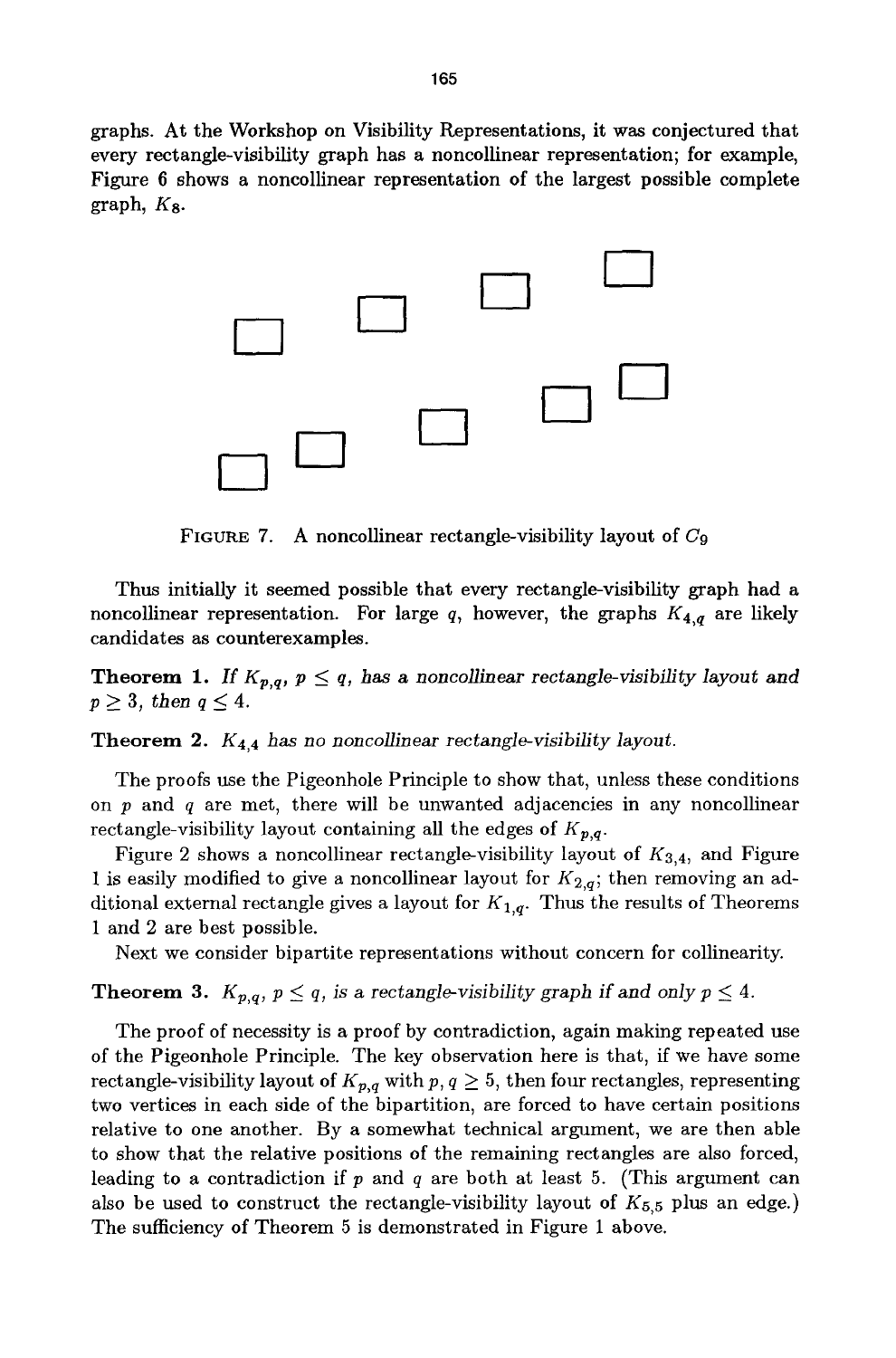graphs. At the Workshop on Visibility Representations, it was conjectured that every rectangle-visibility graph has a noncollinear representation; for example, Figure 6 shows a noncollinear representation of the largest possible complete graph, $K_8$.

FIGURE 7. A noncollinear rectangle-visibility layout of $C_9$

Thus initially it seemed possible that every rectangle-visibility graph had a noncollinear representation. For large $q$, however, the graphs $K_{4,q}$ are likely candidates as counterexamples.

**Theorem 1.** *If $K_{p,q}$, $p \leq q$, has a noncollinear rectangle-visibility layout and $p \geq 3$, then $q \leq 4$.*

**Theorem 2.** *$K_{4,4}$ has no noncollinear rectangle-visibility layout.*

The proofs use the Pigeonhole Principle to show that, unless these conditions on $p$ and $q$ are met, there will be unwanted adjacencies in any noncollinear rectangle-visibility layout containing all the edges of $K_{p,q}$.

Figure 2 shows a noncollinear rectangle-visibility layout of $K_{3,4}$, and Figure 1 is easily modified to give a noncollinear layout for $K_{2,q}$; then removing an additional external rectangle gives a layout for $K_{1,q}$. Thus the results of Theorems 1 and 2 are best possible.

Next we consider bipartite representations without concern for collinearity.

**Theorem 3.** *$K_{p,q}$, $p \leq q$, is a rectangle-visibility graph if and only $p \leq 4$.*

The proof of necessity is a proof by contradiction, again making repeated use of the Pigeonhole Principle. The key observation here is that, if we have some rectangle-visibility layout of $K_{p,q}$ with $p, q \geq 5$, then four rectangles, representing two vertices in each side of the bipartition, are forced to have certain positions relative to one another. By a somewhat technical argument, we are then able to show that the relative positions of the remaining rectangles are also forced, leading to a contradiction if $p$ and $q$ are both at least 5. (This argument can also be used to construct the rectangle-visibility layout of $K_{5,5}$ plus an edge.) The sufficiency of Theorem 5 is demonstrated in Figure 1 above.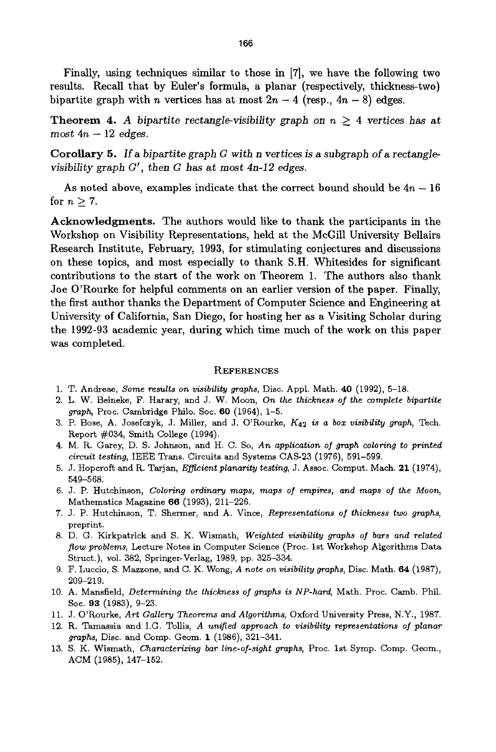Finally, using techniques similar to those in [7], we have the following two results. Recall that by Euler's formula, a planar (respectively, thickness-two) bipartite graph with $n$ vertices has at most $2n - 4$ (resp., $4n - 8$) edges.

**Theorem 4.** *A bipartite rectangle-visibility graph on $n \geq 4$ vertices has at most $4n - 12$ edges.*

**Corollary 5.** *If a bipartite graph $G$ with n vertices is a subgraph of a rectangle-visibility graph $G'$, then $G$ has at most 4n-12 edges.*

As noted above, examples indicate that the correct bound should be $4n - 16$ for $n \geq 7$.

**Acknowledgments.** The authors would like to thank the participants in the Workshop on Visibility Representations, held at the McGill University Bellairs Research Institute, February, 1993, for stimulating conjectures and discussions on these topics, and most especially to thank S.H. Whitesides for significant contributions to the start of the work on Theorem 1. The authors also thank Joe O'Rourke for helpful comments on an earlier version of the paper. Finally, the first author thanks the Department of Computer Science and Engineering at University of California, San Diego, for hosting her as a Visiting Scholar during the 1992-93 academic year, during which time much of the work on this paper was completed.

## References

1. T. Andreae, *Some results on visibility graphs*, Disc. Appl. Math. **40** (1992), 5–18.
2. L. W. Beineke, F. Harary, and J. W. Moon, *On the thickness of the complete bipartite graph*, Proc. Cambridge Philo. Soc. **60** (1964), 1–5.
3. P. Bose, A. Josefczyk, J. Miller, and J. O'Rourke, *$K_{42}$ is a box visibility graph*, Tech. Report #034, Smith College (1994).
4. M. R. Garey, D. S. Johnson, and H. C. So, *An application of graph coloring to printed circuit testing*, IEEE Trans. Circuits and Systems CAS-23 (1976), 591–599.
5. J. Hopcroft and R. Tarjan, *Efficient planarity testing*, J. Assoc. Comput. Mach. **21** (1974), 549–568.
6. J. P. Hutchinson, *Coloring ordinary maps, maps of empires, and maps of the Moon*, Mathematics Magazine **66** (1993), 211–226.
7. J. P. Hutchinson, T. Shermer, and A. Vince, *Representations of thickness two graphs*, preprint.
8. D. G. Kirkpatrick and S. K. Wismath, *Weighted visibility graphs of bars and related flow problems*, Lecture Notes in Computer Science (Proc. 1st Workshop Algorithms Data Struct.), vol. 382, Springer-Verlag, 1989, pp. 325–334.
9. F. Luccio, S. Mazzone, and C. K. Wong, *A note on visibility graphs*, Disc. Math. **64** (1987), 209–219.
10. A. Mansfield, *Determining the thickness of graphs is NP-hard*, Math. Proc. Camb. Phil. Soc. **93** (1983), 9–23.
11. J. O'Rourke, *Art Gallery Theorems and Algorithms*, Oxford University Press, N.Y., 1987.
12. R. Tamassia and I.G. Tollis, *A unified approach to visibility representations of planar graphs*, Disc. and Comp. Geom. **1** (1986), 321–341.
13. S. K. Wismath, *Characterizing bar line-of-sight graphs*, Proc. 1st Symp. Comp. Geom., ACM (1985), 147–152.